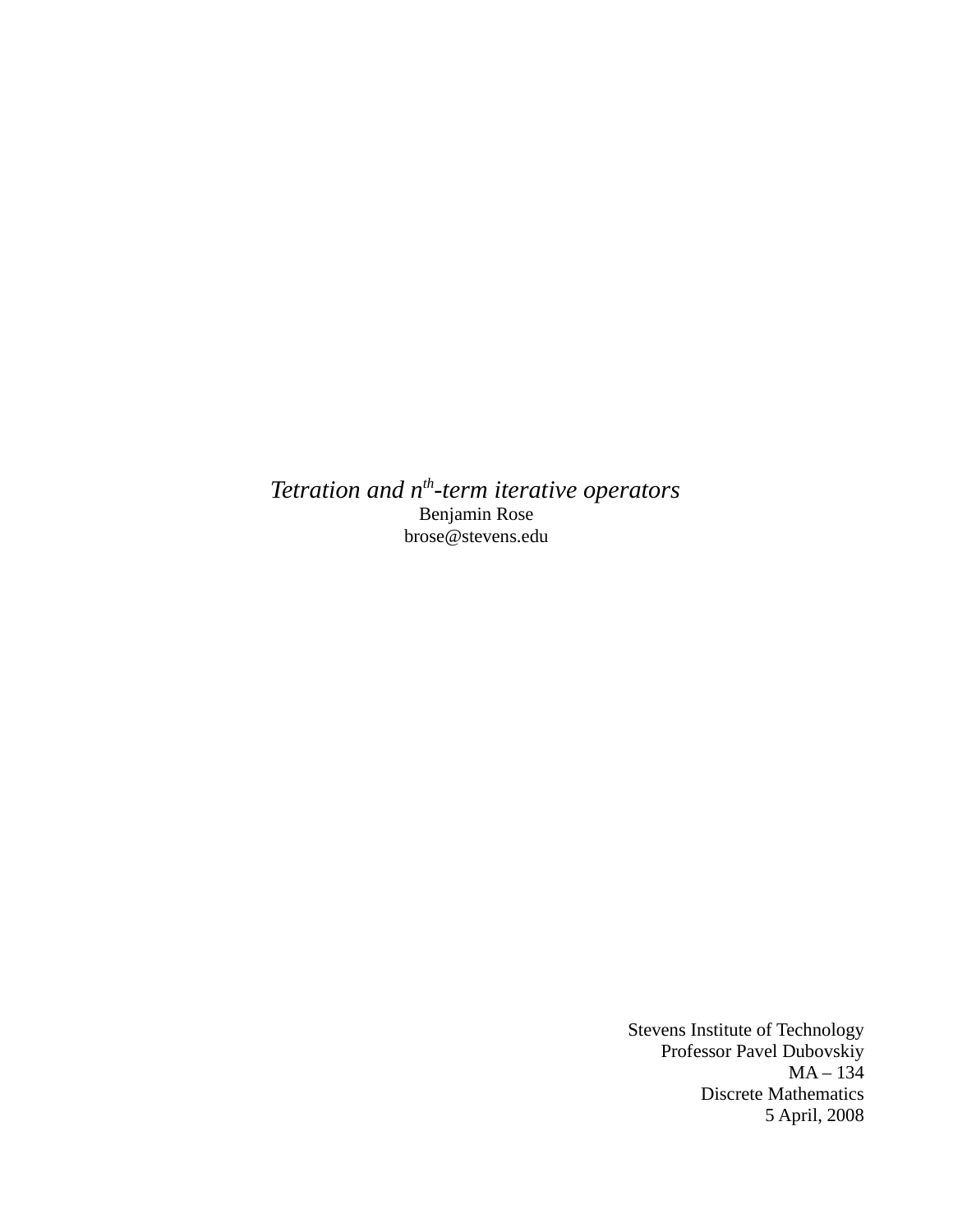*Tetration and $n^{th}$-term iterative operators*

Benjamin Rose

brose@stevens.edu

Stevens Institute of Technology

Professor Pavel Dubovskiy

MA – 134

Discrete Mathematics

5 April, 2008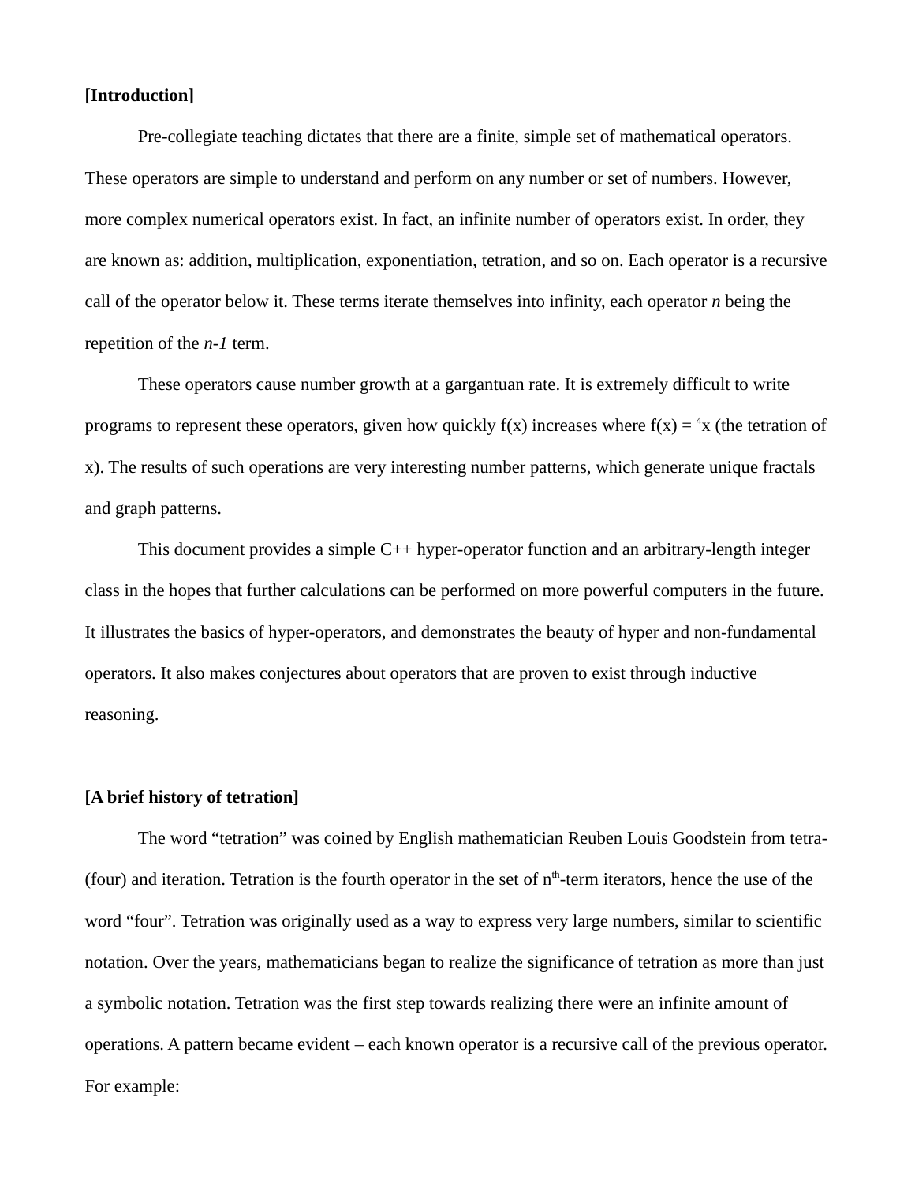**[Introduction]**

Pre-collegiate teaching dictates that there are a finite, simple set of mathematical operators. These operators are simple to understand and perform on any number or set of numbers. However, more complex numerical operators exist. In fact, an infinite number of operators exist. In order, they are known as: addition, multiplication, exponentiation, tetration, and so on. Each operator is a recursive call of the operator below it. These terms iterate themselves into infinity, each operator *n* being the repetition of the *n-1* term.

These operators cause number growth at a gargantuan rate. It is extremely difficult to write programs to represent these operators, given how quickly f(x) increases where f(x) = ${}^{4}x$ (the tetration of x). The results of such operations are very interesting number patterns, which generate unique fractals and graph patterns.

This document provides a simple C++ hyper-operator function and an arbitrary-length integer class in the hopes that further calculations can be performed on more powerful computers in the future. It illustrates the basics of hyper-operators, and demonstrates the beauty of hyper and non-fundamental operators. It also makes conjectures about operators that are proven to exist through inductive reasoning.

**[A brief history of tetration]**

The word "tetration" was coined by English mathematician Reuben Louis Goodstein from tetra- (four) and iteration. Tetration is the fourth operator in the set of $n^{th}$-term iterators, hence the use of the word "four". Tetration was originally used as a way to express very large numbers, similar to scientific notation. Over the years, mathematicians began to realize the significance of tetration as more than just a symbolic notation. Tetration was the first step towards realizing there were an infinite amount of operations. A pattern became evident – each known operator is a recursive call of the previous operator. For example: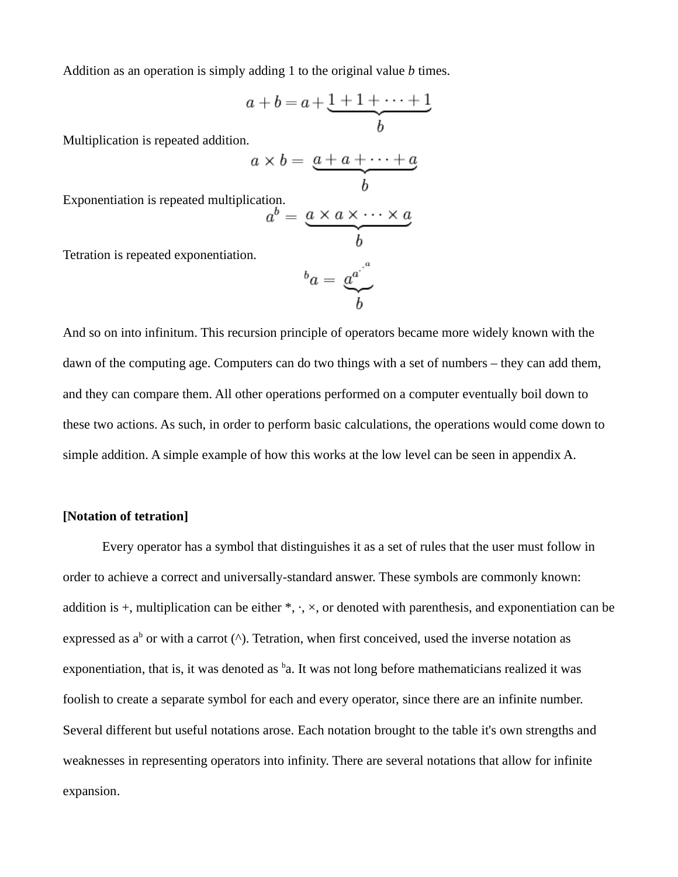Addition as an operation is simply adding 1 to the original value *b* times.

$$a + b = a + \underbrace{1 + 1 + \cdots + 1}_{b}$$

Multiplication is repeated addition.

$$a \times b = \underbrace{a + a + \cdots + a}_{b}$$

Exponentiation is repeated multiplication.

$$a^b = \underbrace{a \times a \times \cdots \times a}_{b}$$

Tetration is repeated exponentiation.

$${}^{b}a = \underbrace{a^{a^{\cdot^{\cdot^{a}}}}}_{b}$$

And so on into infinitum. This recursion principle of operators became more widely known with the dawn of the computing age. Computers can do two things with a set of numbers – they can add them, and they can compare them. All other operations performed on a computer eventually boil down to these two actions. As such, in order to perform basic calculations, the operations would come down to simple addition. A simple example of how this works at the low level can be seen in appendix A.

**[Notation of tetration]**

Every operator has a symbol that distinguishes it as a set of rules that the user must follow in order to achieve a correct and universally-standard answer. These symbols are commonly known: addition is +, multiplication can be either *, ·, ×, or denoted with parenthesis, and exponentiation can be expressed as $a^b$ or with a carrot (^). Tetration, when first conceived, used the inverse notation as exponentiation, that is, it was denoted as ${}^{b}a$. It was not long before mathematicians realized it was foolish to create a separate symbol for each and every operator, since there are an infinite number. Several different but useful notations arose. Each notation brought to the table it's own strengths and weaknesses in representing operators into infinity. There are several notations that allow for infinite expansion.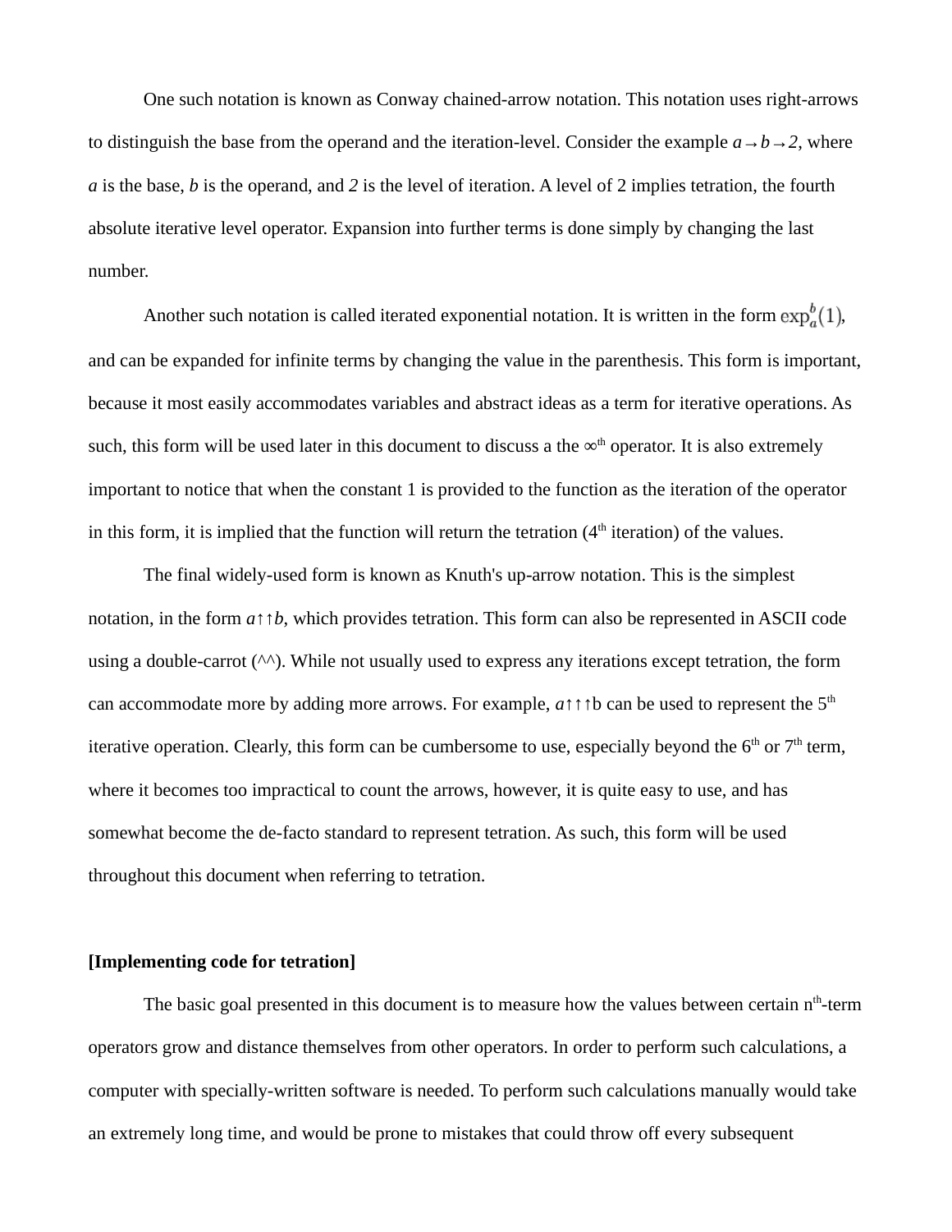One such notation is known as Conway chained-arrow notation. This notation uses right-arrows to distinguish the base from the operand and the iteration-level. Consider the example $a \rightarrow b \rightarrow 2$, where $a$ is the base, $b$ is the operand, and $2$ is the level of iteration. A level of 2 implies tetration, the fourth absolute iterative level operator. Expansion into further terms is done simply by changing the last number.

Another such notation is called iterated exponential notation. It is written in the form $\exp_a^b(1)$, and can be expanded for infinite terms by changing the value in the parenthesis. This form is important, because it most easily accommodates variables and abstract ideas as a term for iterative operations. As such, this form will be used later in this document to discuss a the $\infty^{th}$ operator. It is also extremely important to notice that when the constant 1 is provided to the function as the iteration of the operator in this form, it is implied that the function will return the tetration ($4^{th}$ iteration) of the values.

The final widely-used form is known as Knuth's up-arrow notation. This is the simplest notation, in the form $a \uparrow\uparrow b$, which provides tetration. This form can also be represented in ASCII code using a double-carrot (^^). While not usually used to express any iterations except tetration, the form can accommodate more by adding more arrows. For example, $a \uparrow\uparrow\uparrow b$ can be used to represent the $5^{th}$ iterative operation. Clearly, this form can be cumbersome to use, especially beyond the $6^{th}$ or $7^{th}$ term, where it becomes too impractical to count the arrows, however, it is quite easy to use, and has somewhat become the de-facto standard to represent tetration. As such, this form will be used throughout this document when referring to tetration.

**[Implementing code for tetration]**

The basic goal presented in this document is to measure how the values between certain $n^{th}$-term operators grow and distance themselves from other operators. In order to perform such calculations, a computer with specially-written software is needed. To perform such calculations manually would take an extremely long time, and would be prone to mistakes that could throw off every subsequent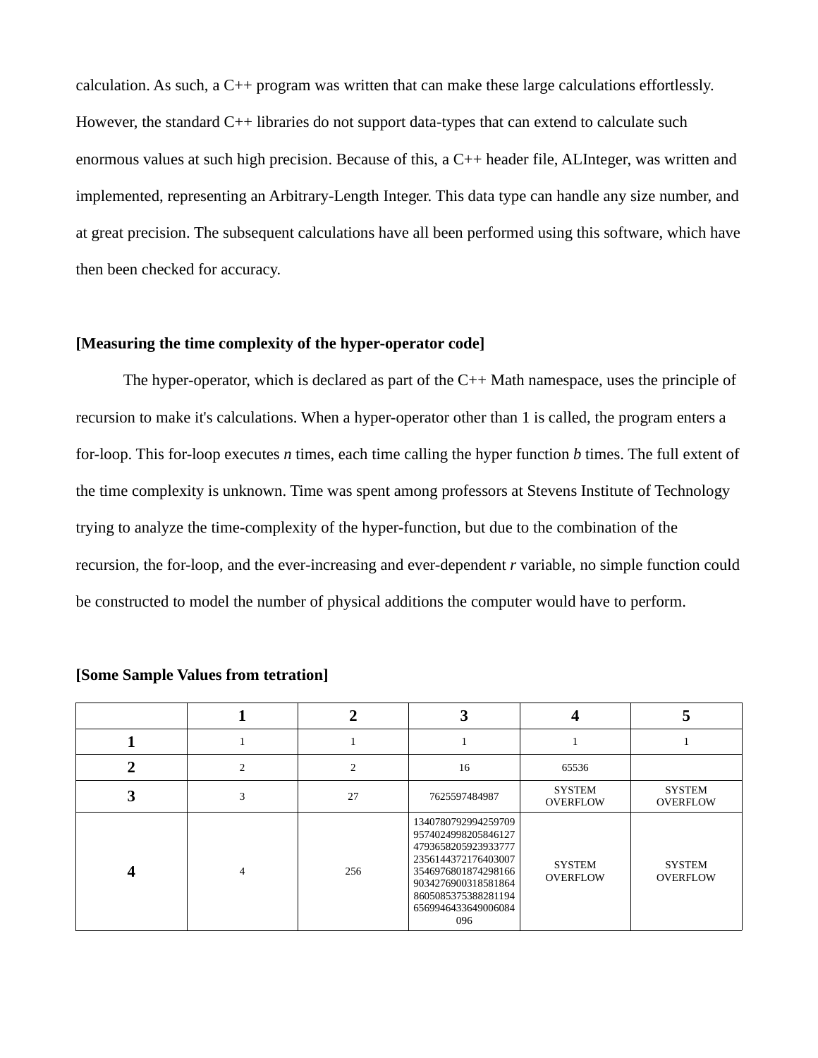calculation. As such, a C++ program was written that can make these large calculations effortlessly. However, the standard C++ libraries do not support data-types that can extend to calculate such enormous values at such high precision. Because of this, a C++ header file, ALInteger, was written and implemented, representing an Arbitrary-Length Integer. This data type can handle any size number, and at great precision. The subsequent calculations have all been performed using this software, which have then been checked for accuracy.

**[Measuring the time complexity of the hyper-operator code]**

The hyper-operator, which is declared as part of the C++ Math namespace, uses the principle of recursion to make it's calculations. When a hyper-operator other than 1 is called, the program enters a for-loop. This for-loop executes *n* times, each time calling the hyper function *b* times. The full extent of the time complexity is unknown. Time was spent among professors at Stevens Institute of Technology trying to analyze the time-complexity of the hyper-function, but due to the combination of the recursion, the for-loop, and the ever-increasing and ever-dependent *r* variable, no simple function could be constructed to model the number of physical additions the computer would have to perform.

**[Some Sample Values from tetration]**

| | **1** | **2** | **3** | **4** | **5** |
|---|---|---|---|---|---|
| **1** | 1 | 1 | 1 | 1 | 1 |
| **2** | 2 | 2 | 16 | 65536 | |
| **3** | 3 | 27 | 7625597484987 | SYSTEM OVERFLOW | SYSTEM OVERFLOW |
| **4** | 4 | 256 | 13407807929942597099574024998205846127479365820592393377723561443721764030073546976801874298166903427690031858186486050853753882811946569946433649006084096 | SYSTEM OVERFLOW | SYSTEM OVERFLOW |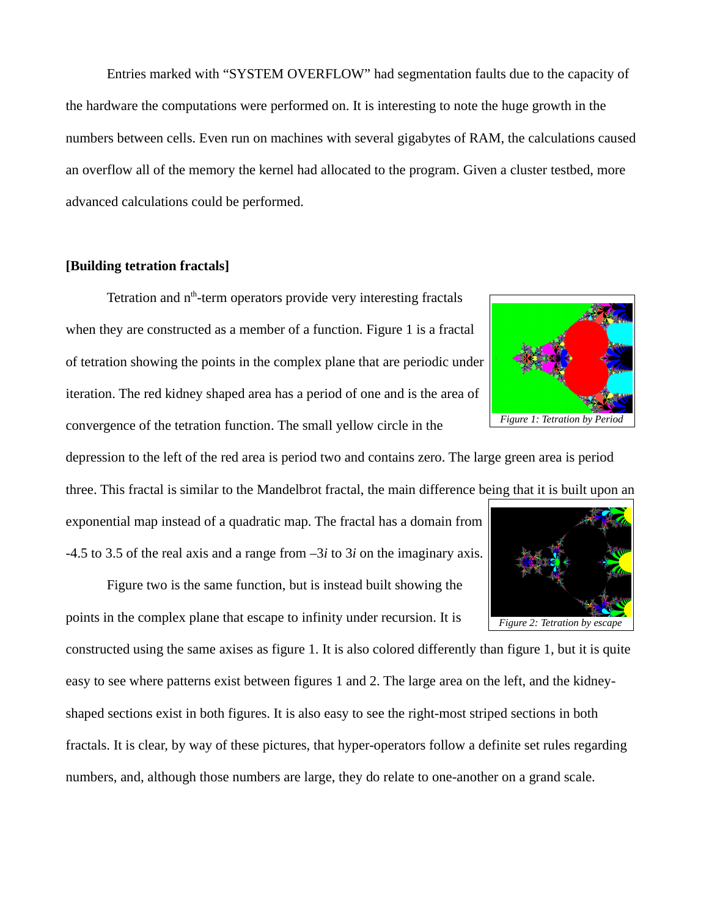Entries marked with "SYSTEM OVERFLOW" had segmentation faults due to the capacity of the hardware the computations were performed on. It is interesting to note the huge growth in the numbers between cells. Even run on machines with several gigabytes of RAM, the calculations caused an overflow all of the memory the kernel had allocated to the program. Given a cluster testbed, more advanced calculations could be performed.

## [Building tetration fractals]

Tetration and $n^{th}$-term operators provide very interesting fractals when they are constructed as a member of a function. Figure 1 is a fractal of tetration showing the points in the complex plane that are periodic under iteration. The red kidney shaped area has a period of one and is the area of convergence of the tetration function. The small yellow circle in the depression to the left of the red area is period two and contains zero. The large green area is period three. This fractal is similar to the Mandelbrot fractal, the main difference being that it is built upon an exponential map instead of a quadratic map. The fractal has a domain from -4.5 to 3.5 of the real axis and a range from $-3i$ to $3i$ on the imaginary axis.

*Figure 1: Tetration by Period*

Figure two is the same function, but is instead built showing the points in the complex plane that escape to infinity under recursion. It is constructed using the same axises as figure 1. It is also colored differently than figure 1, but it is quite easy to see where patterns exist between figures 1 and 2. The large area on the left, and the kidney-shaped sections exist in both figures. It is also easy to see the right-most striped sections in both fractals. It is clear, by way of these pictures, that hyper-operators follow a definite set rules regarding numbers, and, although those numbers are large, they do relate to one-another on a grand scale.

*Figure 2: Tetration by escape*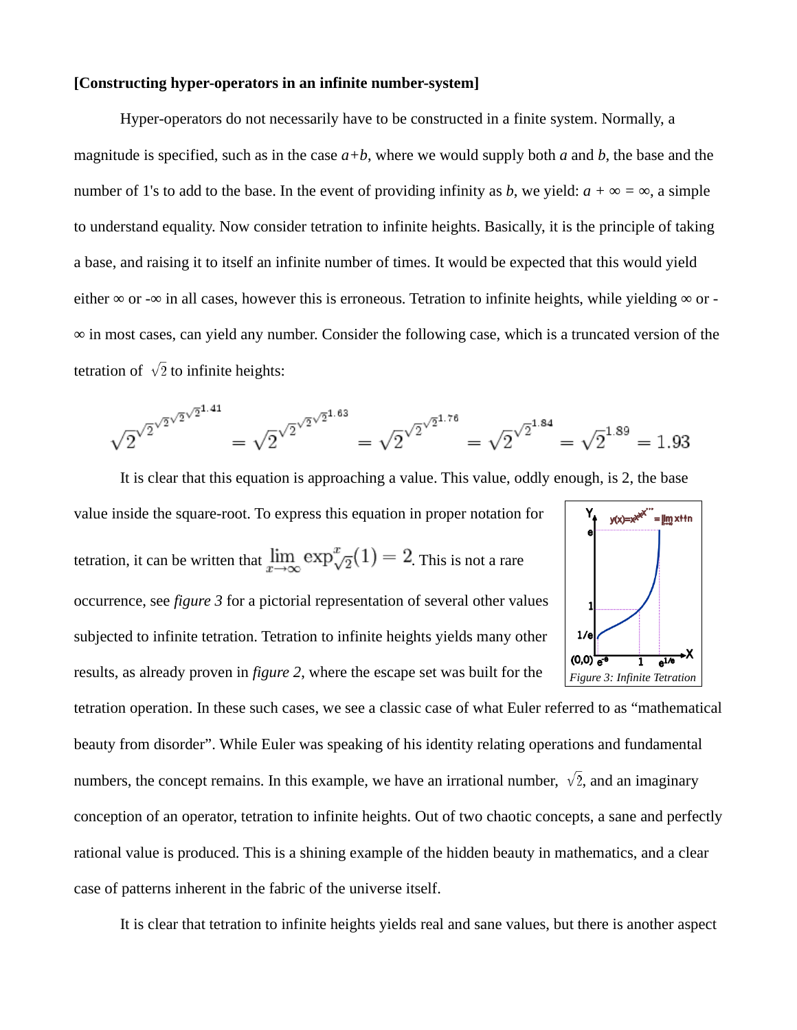**[Constructing hyper-operators in an infinite number-system]**

Hyper-operators do not necessarily have to be constructed in a finite system. Normally, a magnitude is specified, such as in the case *a+b*, where we would supply both *a* and *b*, the base and the number of 1's to add to the base. In the event of providing infinity as *b*, we yield: $a + \infty = \infty$, a simple to understand equality. Now consider tetration to infinite heights. Basically, it is the principle of taking a base, and raising it to itself an infinite number of times. It would be expected that this would yield either $\infty$ or $-\infty$ in all cases, however this is erroneous. Tetration to infinite heights, while yielding $\infty$ or $-\infty$ in most cases, can yield any number. Consider the following case, which is a truncated version of the tetration of $\sqrt{2}$ to infinite heights:

$$\sqrt{2}^{\sqrt{2}^{\sqrt{2}^{\sqrt{2}^{\sqrt{2}^{1.41}}}}} = \sqrt{2}^{\sqrt{2}^{\sqrt{2}^{\sqrt{2}^{1.63}}}} = \sqrt{2}^{\sqrt{2}^{\sqrt{2}^{1.76}}} = \sqrt{2}^{\sqrt{2}^{1.84}} = \sqrt{2}^{1.89} = 1.93$$

It is clear that this equation is approaching a value. This value, oddly enough, is 2, the base value inside the square-root. To express this equation in proper notation for tetration, it can be written that $\lim_{x\to\infty} \exp_{\sqrt{2}}^{x}(1) = 2$. This is not a rare occurrence, see *figure 3* for a pictorial representation of several other values subjected to infinite tetration. Tetration to infinite heights yields many other results, as already proven in *figure 2*, where the escape set was built for the tetration operation. In these such cases, we see a classic case of what Euler referred to as "mathematical beauty from disorder". While Euler was speaking of his identity relating operations and fundamental numbers, the concept remains. In this example, we have an irrational number, $\sqrt{2}$, and an imaginary conception of an operator, tetration to infinite heights. Out of two chaotic concepts, a sane and perfectly rational value is produced. This is a shining example of the hidden beauty in mathematics, and a clear case of patterns inherent in the fabric of the universe itself.

*Figure 3: Infinite Tetration*

It is clear that tetration to infinite heights yields real and sane values, but there is another aspect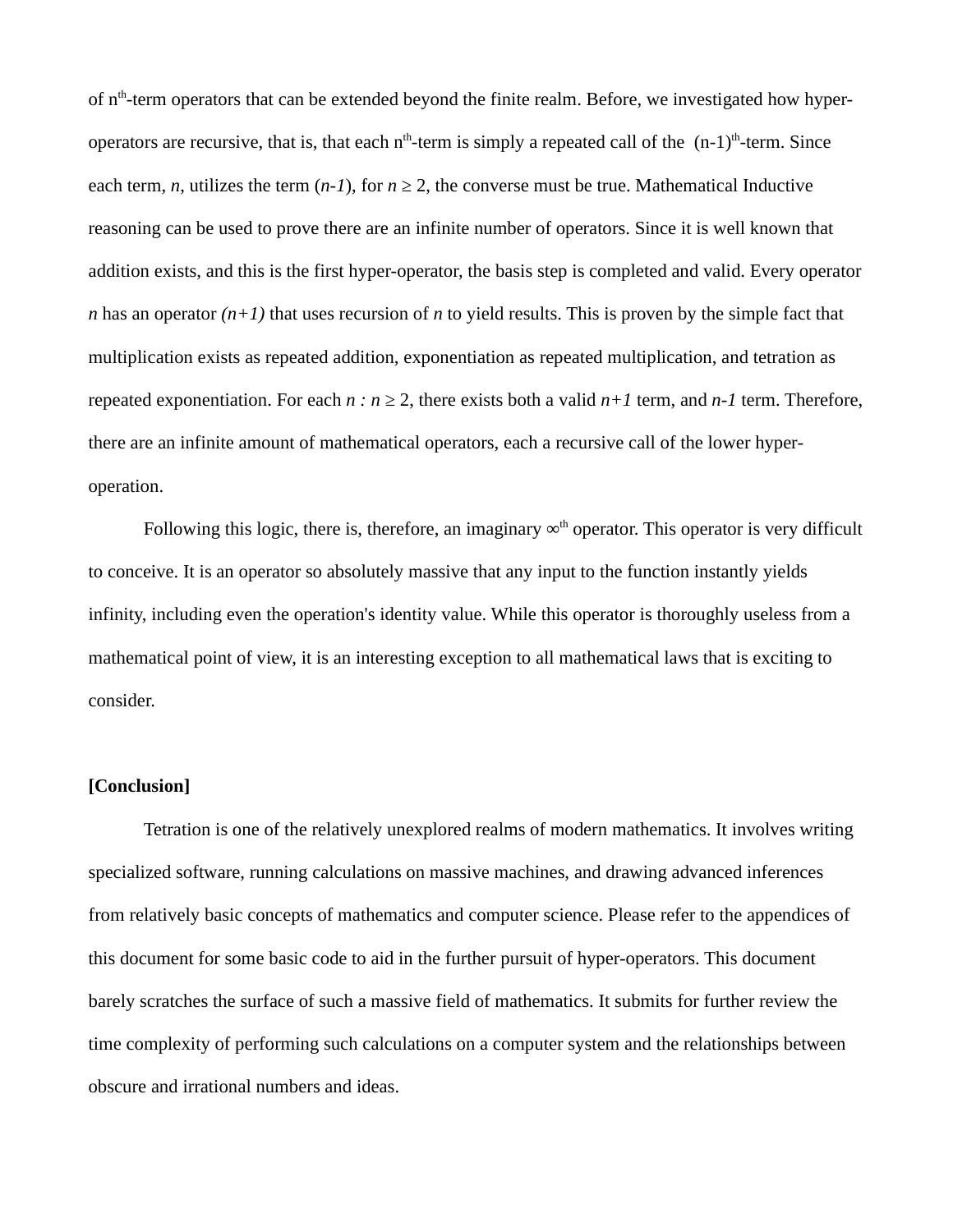of $n^{th}$-term operators that can be extended beyond the finite realm. Before, we investigated how hyper-operators are recursive, that is, that each $n^{th}$-term is simply a repeated call of the $(n-1)^{th}$-term. Since each term, *n*, utilizes the term (*n-1*), for $n \geq 2$, the converse must be true. Mathematical Inductive reasoning can be used to prove there are an infinite number of operators. Since it is well known that addition exists, and this is the first hyper-operator, the basis step is completed and valid. Every operator *n* has an operator *(n+1)* that uses recursion of *n* to yield results. This is proven by the simple fact that multiplication exists as repeated addition, exponentiation as repeated multiplication, and tetration as repeated exponentiation. For each $n : n \geq 2$, there exists both a valid *n+1* term, and *n-1* term. Therefore, there are an infinite amount of mathematical operators, each a recursive call of the lower hyper-operation.

Following this logic, there is, therefore, an imaginary $\infty^{th}$ operator. This operator is very difficult to conceive. It is an operator so absolutely massive that any input to the function instantly yields infinity, including even the operation's identity value. While this operator is thoroughly useless from a mathematical point of view, it is an interesting exception to all mathematical laws that is exciting to consider.

**[Conclusion]**

Tetration is one of the relatively unexplored realms of modern mathematics. It involves writing specialized software, running calculations on massive machines, and drawing advanced inferences from relatively basic concepts of mathematics and computer science. Please refer to the appendices of this document for some basic code to aid in the further pursuit of hyper-operators. This document barely scratches the surface of such a massive field of mathematics. It submits for further review the time complexity of performing such calculations on a computer system and the relationships between obscure and irrational numbers and ideas.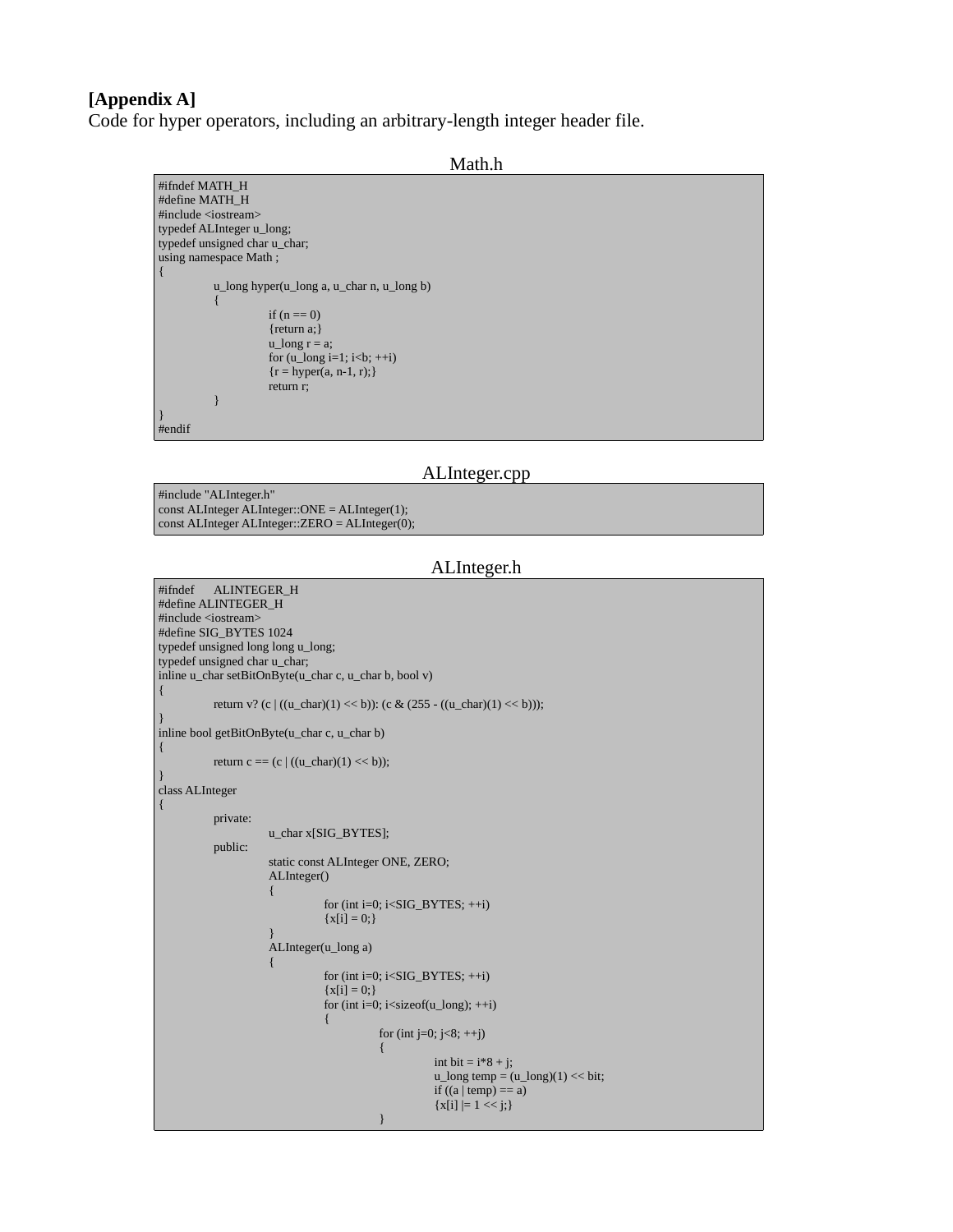**[Appendix A]**
Code for hyper operators, including an arbitrary-length integer header file.

Math.h

```
#ifndef MATH_H
#define MATH_H
#include <iostream>
typedef ALInteger u_long;
typedef unsigned char u_char;
using namespace Math ;
{
	u_long hyper(u_long a, u_char n, u_long b)
	{
		if (n == 0)
		{return a;}
		u_long r = a;
		for (u_long i=1; i<b; ++i)
		{r = hyper(a, n-1, r);}
		return r;
	}
}
#endif
```

ALInteger.cpp

```
#include "ALInteger.h"
const ALInteger ALInteger::ONE = ALInteger(1);
const ALInteger ALInteger::ZERO = ALInteger(0);
```

ALInteger.h

```
#ifndef	ALINTEGER_H
#define ALINTEGER_H
#include <iostream>
#define SIG_BYTES 1024
typedef unsigned long long u_long;
typedef unsigned char u_char;
inline u_char setBitOnByte(u_char c, u_char b, bool v)
{
	return v? (c | ((u_char)(1) << b)): (c & (255 - ((u_char)(1) << b)));
}
inline bool getBitOnByte(u_char c, u_char b)
{
	return c == (c | ((u_char)(1) << b));
}
class ALInteger
{
	private:
		u_char x[SIG_BYTES];
	public:
		static const ALInteger ONE, ZERO;
		ALInteger()
		{
			for (int i=0; i<SIG_BYTES; ++i)
			{x[i] = 0;}
		}
		ALInteger(u_long a)
		{
			for (int i=0; i<SIG_BYTES; ++i)
			{x[i] = 0;}
			for (int i=0; i<sizeof(u_long); ++i)
			{
				for (int j=0; j<8; ++j)
				{
					int bit = i*8 + j;
					u_long temp = (u_long)(1) << bit;
					if ((a | temp) == a)
					{x[i] |= 1 << j;}
				}
```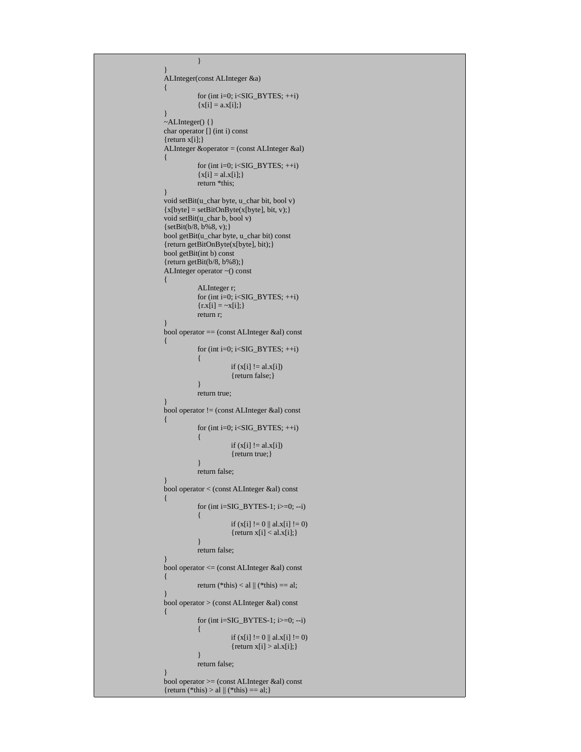```
		}
	}
	ALInteger(const ALInteger &a)
	{
		for (int i=0; i<SIG_BYTES; ++i)
		{x[i] = a.x[i];}
	}
	~ALInteger() {}
	char operator [] (int i) const
	{return x[i];}
	ALInteger &operator = (const ALInteger &al)
	{
		for (int i=0; i<SIG_BYTES; ++i)
		{x[i] = al.x[i];}
		return *this;
	}
	void setBit(u_char byte, u_char bit, bool v)
	{x[byte] = setBitOnByte(x[byte], bit, v);}
	void setBit(u_char b, bool v)
	{setBit(b/8, b%8, v);}
	bool getBit(u_char byte, u_char bit) const
	{return getBitOnByte(x[byte], bit);}
	bool getBit(int b) const
	{return getBit(b/8, b%8);}
	ALInteger operator ~() const
	{
		ALInteger r;
		for (int i=0; i<SIG_BYTES; ++i)
		{r.x[i] = ~x[i];}
		return r;
	}
	bool operator == (const ALInteger &al) const
	{
		for (int i=0; i<SIG_BYTES; ++i)
		{
			if (x[i] != al.x[i])
			{return false;}
		}
		return true;
	}
	bool operator != (const ALInteger &al) const
	{
		for (int i=0; i<SIG_BYTES; ++i)
		{
			if (x[i] != al.x[i])
			{return true;}
		}
		return false;
	}
	bool operator < (const ALInteger &al) const
	{
		for (int i=SIG_BYTES-1; i>=0; --i)
		{
			if (x[i] != 0 || al.x[i] != 0)
			{return x[i] < al.x[i];}
		}
		return false;
	}
	bool operator <= (const ALInteger &al) const
	{
		return (*this) < al || (*this) == al;
	}
	bool operator > (const ALInteger &al) const
	{
		for (int i=SIG_BYTES-1; i>=0; --i)
		{
			if (x[i] != 0 || al.x[i] != 0)
			{return x[i] > al.x[i];}
		}
		return false;
	}
	bool operator >= (const ALInteger &al) const
	{return (*this) > al || (*this) == al;}
```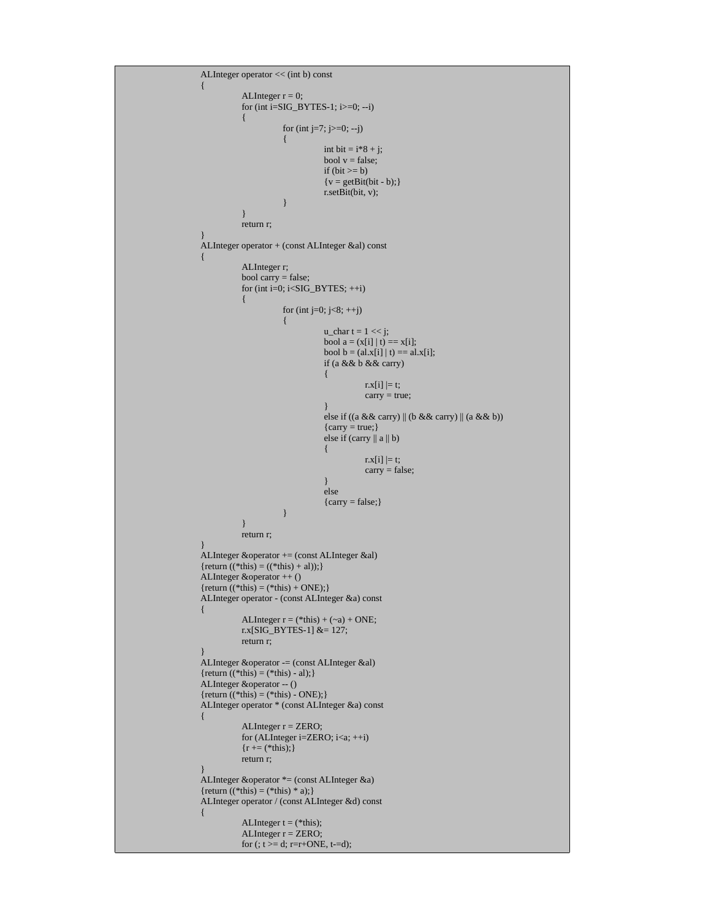```
ALInteger operator << (int b) const
{
        ALInteger r = 0;
        for (int i=SIG_BYTES-1; i>=0; --i)
        {
                for (int j=7; j>=0; --j)
                {
                        int bit = i*8 + j;
                        bool v = false;
                        if (bit >= b)
                        {v = getBit(bit - b);}
                        r.setBit(bit, v);
                }
        }
        return r;
}
ALInteger operator + (const ALInteger &al) const
{
        ALInteger r;
        bool carry = false;
        for (int i=0; i<SIG_BYTES; ++i)
        {
                for (int j=0; j<8; ++j)
                {
                        u_char t = 1 << j;
                        bool a = (x[i] | t) == x[i];
                        bool b = (al.x[i] | t) == al.x[i];
                        if (a && b && carry)
                        {
                                r.x[i] |= t;
                                carry = true;
                        }
                        else if ((a && carry) || (b && carry) || (a && b))
                        {carry = true;}
                        else if (carry || a || b)
                        {
                                r.x[i] |= t;
                                carry = false;
                        }
                        else
                        {carry = false;}
                }
        }
        return r;
}
ALInteger &operator += (const ALInteger &al)
{return ((*this) = ((*this) + al));}
ALInteger &operator ++ ()
{return ((*this) = (*this) + ONE);}
ALInteger operator - (const ALInteger &a) const
{
        ALInteger r = (*this) + (~a) + ONE;
        r.x[SIG_BYTES-1] &= 127;
        return r;
}
ALInteger &operator -= (const ALInteger &al)
{return ((*this) = (*this) - al);}
ALInteger &operator -- ()
{return ((*this) = (*this) - ONE);}
ALInteger operator * (const ALInteger &a) const
{
        ALInteger r = ZERO;
        for (ALInteger i=ZERO; i<a; ++i)
        {r += (*this);}
        return r;
}
ALInteger &operator *= (const ALInteger &a)
{return ((*this) = (*this) * a);}
ALInteger operator / (const ALInteger &d) const
{
        ALInteger t = (*this);
        ALInteger r = ZERO;
        for (; t >= d; r=r+ONE, t-=d);
```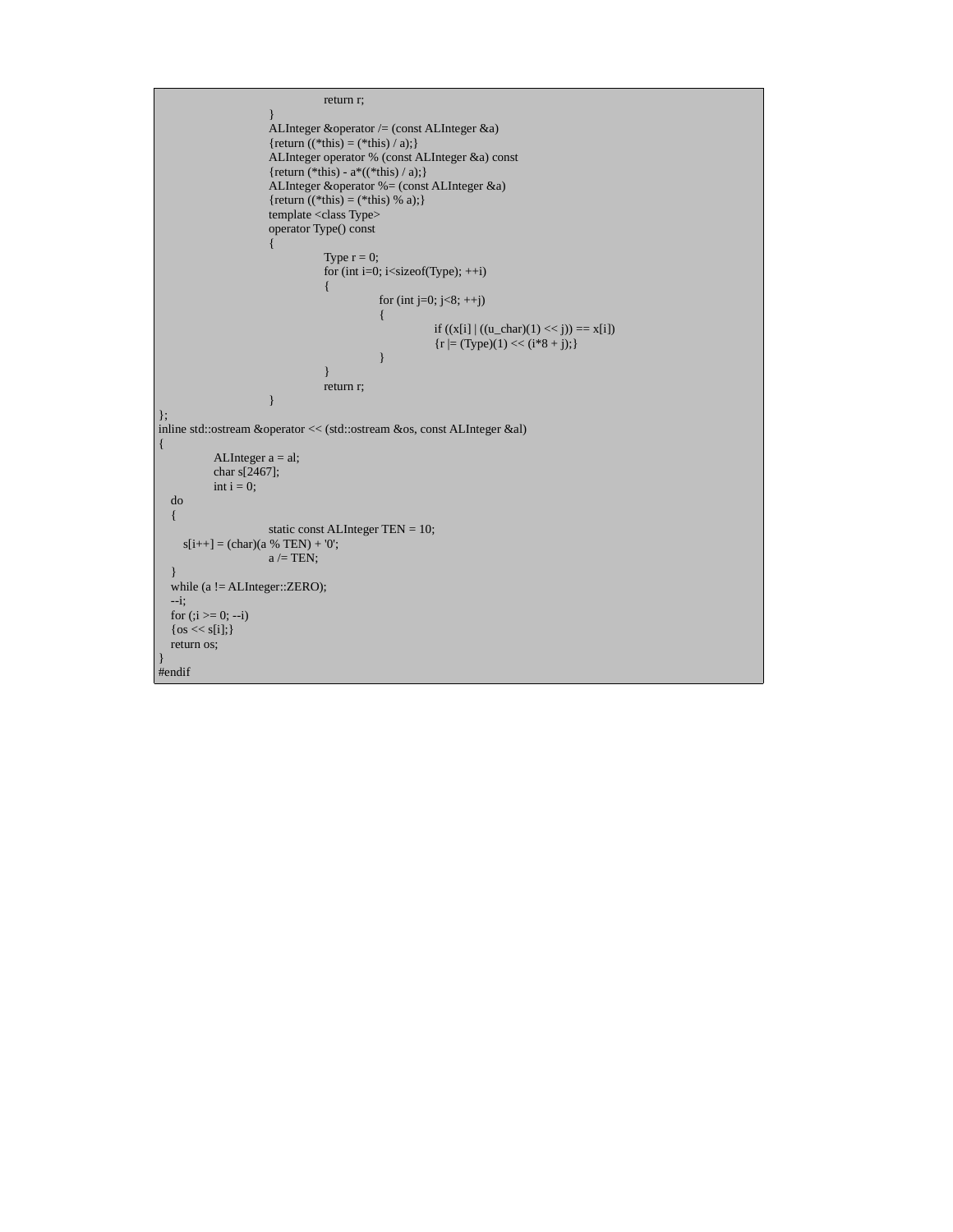```
                return r;
            }
            ALInteger &operator /= (const ALInteger &a)
            {return ((*this) = (*this) / a);}
            ALInteger operator % (const ALInteger &a) const
            {return (*this) - a*((*this) / a);}
            ALInteger &operator %= (const ALInteger &a)
            {return ((*this) = (*this) % a);}
            template <class Type>
            operator Type() const
            {
                Type r = 0;
                for (int i=0; i<sizeof(Type); ++i)
                {
                    for (int j=0; j<8; ++j)
                    {
                        if ((x[i] | ((u_char)(1) << j)) == x[i])
                        {r |= (Type)(1) << (i*8 + j);}
                    }
                }
                return r;
            }
};
inline std::ostream &operator << (std::ostream &os, const ALInteger &al)
{
        ALInteger a = al;
        char s[2467];
        int i = 0;
   do
   {
            static const ALInteger TEN = 10;
      s[i++] = (char)(a % TEN) + '0';
            a /= TEN;
   }
   while (a != ALInteger::ZERO);
   --i;
   for (;i >= 0; --i)
   {os << s[i];}
   return os;
}
#endif
```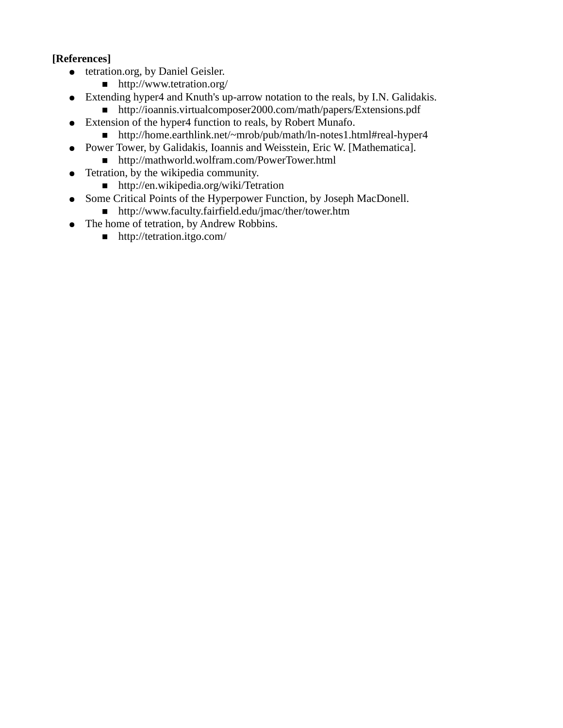**[References]**

- tetration.org, by Daniel Geisler.
  - http://www.tetration.org/
- Extending hyper4 and Knuth's up-arrow notation to the reals, by I.N. Galidakis.
  - http://ioannis.virtualcomposer2000.com/math/papers/Extensions.pdf
- Extension of the hyper4 function to reals, by Robert Munafo.
  - http://home.earthlink.net/~mrob/pub/math/ln-notes1.html#real-hyper4
- Power Tower, by Galidakis, Ioannis and Weisstein, Eric W. [Mathematica].
  - http://mathworld.wolfram.com/PowerTower.html
- Tetration, by the wikipedia community.
  - http://en.wikipedia.org/wiki/Tetration
- Some Critical Points of the Hyperpower Function, by Joseph MacDonell.
  - http://www.faculty.fairfield.edu/jmac/ther/tower.htm
- The home of tetration, by Andrew Robbins.
  - http://tetration.itgo.com/